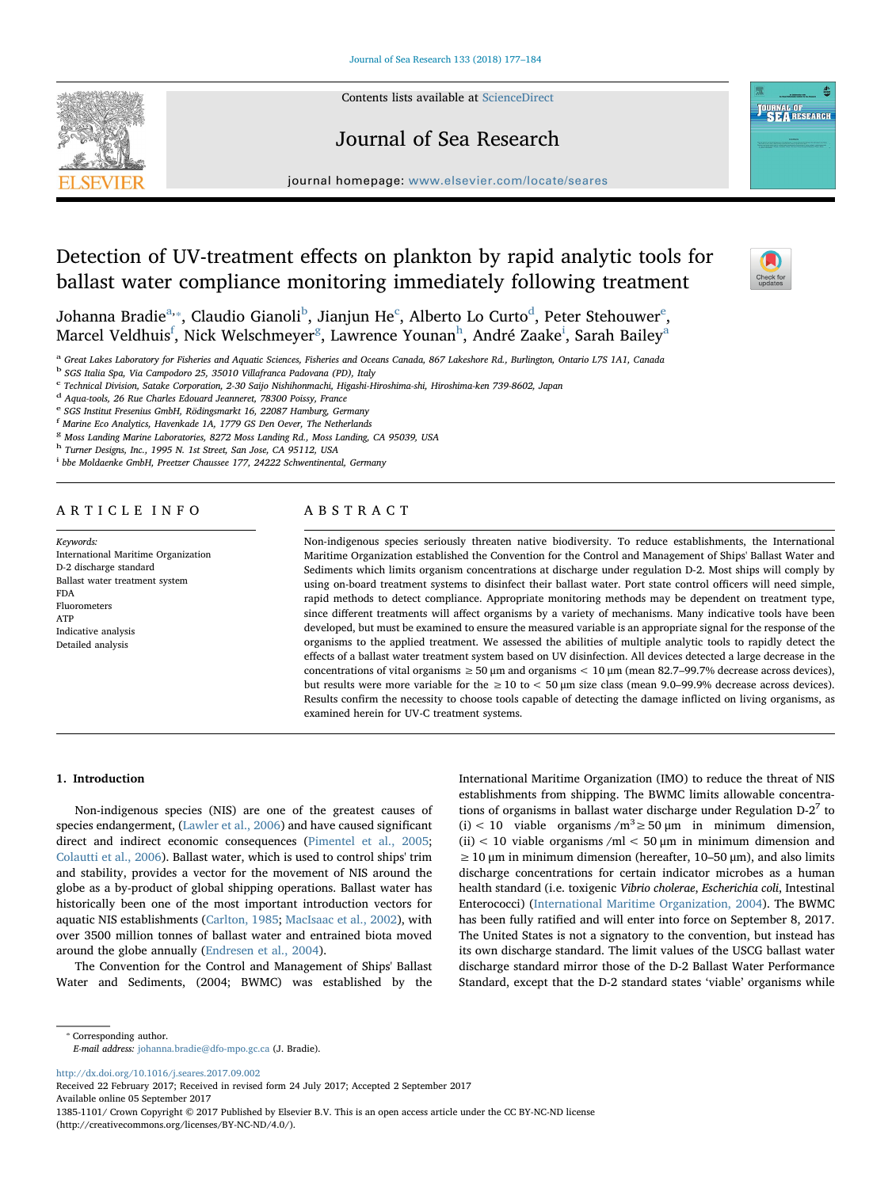# Detection of UV-treatment effects on plankton by rapid analytic tools for ballast water compliance monitoring immediately following treatment

Johanna Bradie[a,*], Claudio Gianoli[b], Jianjun He[c], Alberto Lo Curto[d], Peter Stehouwer[e], Marcel Veldhuis[f], Nick Welschmeyer[g], Lawrence Younan[h], André Zaake[i], Sarah Bailey[a]

[a] Great Lakes Laboratory for Fisheries and Aquatic Sciences, Fisheries and Oceans Canada, 867 Lakeshore Rd., Burlington, Ontario L7S 1A1, Canada
[b] SGS Italia Spa, Via Campodoro 25, 35010 Villafranca Padovana (PD), Italy
[c] Technical Division, Satake Corporation, 2-30 Saijo Nishihonmachi, Higashi-Hiroshima-shi, Hiroshima-ken 739-8602, Japan
[d] Aqua-tools, 26 Rue Charles Edouard Jeanneret, 78300 Poissy, France
[e] SGS Institut Fresenius GmbH, Rödingsmarkt 16, 22087 Hamburg, Germany
[f] Marine Eco Analytics, Havenkade 1A, 1779 GS Den Oever, The Netherlands
[g] Moss Landing Marine Laboratories, 8272 Moss Landing Rd., Moss Landing, CA 95039, USA
[h] Turner Designs, Inc., 1995 N. 1st Street, San Jose, CA 95112, USA
[i] bbe Moldaenke GmbH, Preetzer Chaussee 177, 24222 Schwentinental, Germany

## ARTICLE INFO

*Keywords:*
International Maritime Organization
D-2 discharge standard
Ballast water treatment system
FDA
Fluorometers
ATP
Indicative analysis
Detailed analysis

## ABSTRACT

Non-indigenous species seriously threaten native biodiversity. To reduce establishments, the International Maritime Organization established the Convention for the Control and Management of Ships' Ballast Water and Sediments which limits organism concentrations at discharge under regulation D-2. Most ships will comply by using on-board treatment systems to disinfect their ballast water. Port state control officers will need simple, rapid methods to detect compliance. Appropriate monitoring methods may be dependent on treatment type, since different treatments will affect organisms by a variety of mechanisms. Many indicative tools have been developed, but must be examined to ensure the measured variable is an appropriate signal for the response of the organisms to the applied treatment. We assessed the abilities of multiple analytic tools to rapidly detect the effects of a ballast water treatment system based on UV disinfection. All devices detected a large decrease in the concentrations of vital organisms ≥ 50 μm and organisms < 10 μm (mean 82.7–99.7% decrease across devices), but results were more variable for the ≥ 10 to < 50 μm size class (mean 9.0–99.9% decrease across devices). Results confirm the necessity to choose tools capable of detecting the damage inflicted on living organisms, as examined herein for UV-C treatment systems.

## 1. Introduction

Non-indigenous species (NIS) are one of the greatest causes of species endangerment, (Lawler et al., 2006) and have caused significant direct and indirect economic consequences (Pimentel et al., 2005; Colautti et al., 2006). Ballast water, which is used to control ships' trim and stability, provides a vector for the movement of NIS around the globe as a by-product of global shipping operations. Ballast water has historically been one of the most important introduction vectors for aquatic NIS establishments (Carlton, 1985; MacIsaac et al., 2002), with over 3500 million tonnes of ballast water and entrained biota moved around the globe annually (Endresen et al., 2004).

The Convention for the Control and Management of Ships' Ballast Water and Sediments, (2004; BWMC) was established by the International Maritime Organization (IMO) to reduce the threat of NIS establishments from shipping. The BWMC limits allowable concentrations of organisms in ballast water discharge under Regulation D-2[7] to (i) < 10 viable organisms /m$^3$ ≥ 50 μm in minimum dimension, (ii) < 10 viable organisms /ml < 50 μm in minimum dimension and ≥ 10 μm in minimum dimension (hereafter, 10–50 μm), and also limits discharge concentrations for certain indicator microbes as a human health standard (i.e. toxigenic *Vibrio cholerae*, *Escherichia coli*, Intestinal Enterococci) (International Maritime Organization, 2004). The BWMC has been fully ratified and will enter into force on September 8, 2017. The United States is not a signatory to the convention, but instead has its own discharge standard. The limit values of the USCG ballast water discharge standard mirror those of the D-2 Ballast Water Performance Standard, except that the D-2 standard states 'viable' organisms while

* Corresponding author.
*E-mail address:* johanna.bradie@dfo-mpo.gc.ca (J. Bradie).

http://dx.doi.org/10.1016/j.seares.2017.09.002
Received 22 February 2017; Received in revised form 24 July 2017; Accepted 2 September 2017
Available online 05 September 2017
1385-1101/ Crown Copyright © 2017 Published by Elsevier B.V. This is an open access article under the CC BY-NC-ND license (http://creativecommons.org/licenses/BY-NC-ND/4.0/).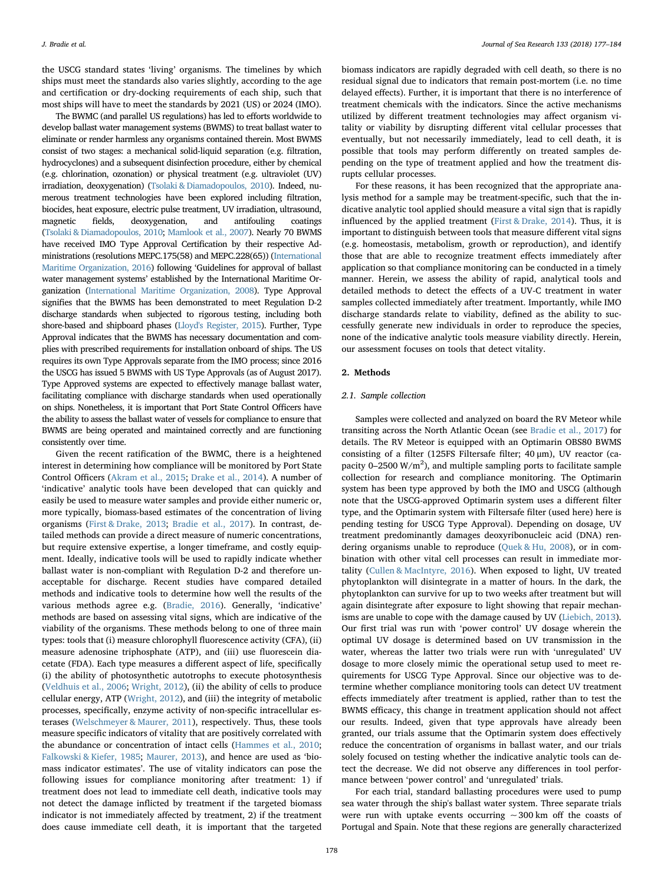the USCG standard states 'living' organisms. The timelines by which ships must meet the standards also varies slightly, according to the age and certification or dry-docking requirements of each ship, such that most ships will have to meet the standards by 2021 (US) or 2024 (IMO).

The BWMC (and parallel US regulations) has led to efforts worldwide to develop ballast water management systems (BWMS) to treat ballast water to eliminate or render harmless any organisms contained therein. Most BWMS consist of two stages: a mechanical solid-liquid separation (e.g. filtration, hydrocyclones) and a subsequent disinfection procedure, either by chemical (e.g. chlorination, ozonation) or physical treatment (e.g. ultraviolet (UV) irradiation, deoxygenation) (Tsolaki & Diamadopoulos, 2010). Indeed, numerous treatment technologies have been explored including filtration, biocides, heat exposure, electric pulse treatment, UV irradiation, ultrasound, magnetic fields, deoxygenation, and antifouling coatings (Tsolaki & Diamadopoulos, 2010; Mamlook et al., 2007). Nearly 70 BWMS have received IMO Type Approval Certification by their respective Administrations (resolutions MEPC.175(58) and MEPC.228(65)) (International Maritime Organization, 2016) following 'Guidelines for approval of ballast water management systems' established by the International Maritime Organization (International Maritime Organization, 2008). Type Approval signifies that the BWMS has been demonstrated to meet Regulation D-2 discharge standards when subjected to rigorous testing, including both shore-based and shipboard phases (Lloyd's Register, 2015). Further, Type Approval indicates that the BWMS has necessary documentation and complies with prescribed requirements for installation onboard of ships. The US requires its own Type Approvals separate from the IMO process; since 2016 the USCG has issued 5 BWMS with US Type Approvals (as of August 2017). Type Approved systems are expected to effectively manage ballast water, facilitating compliance with discharge standards when used operationally on ships. Nonetheless, it is important that Port State Control Officers have the ability to assess the ballast water of vessels for compliance to ensure that BWMS are being operated and maintained correctly and are functioning consistently over time.

Given the recent ratification of the BWMC, there is a heightened interest in determining how compliance will be monitored by Port State Control Officers (Akram et al., 2015; Drake et al., 2014). A number of 'indicative' analytic tools have been developed that can quickly and easily be used to measure water samples and provide either numeric or, more typically, biomass-based estimates of the concentration of living organisms (First & Drake, 2013; Bradie et al., 2017). In contrast, detailed methods can provide a direct measure of numeric concentrations, but require extensive expertise, a longer timeframe, and costly equipment. Ideally, indicative tools will be used to rapidly indicate whether ballast water is non-compliant with Regulation D-2 and therefore unacceptable for discharge. Recent studies have compared detailed methods and indicative tools to determine how well the results of the various methods agree e.g. (Bradie, 2016). Generally, 'indicative' methods are based on assessing vital signs, which are indicative of the viability of the organisms. These methods belong to one of three main types: tools that (i) measure chlorophyll fluorescence activity (CFA), (ii) measure adenosine triphosphate (ATP), and (iii) use fluorescein diacetate (FDA). Each type measures a different aspect of life, specifically (i) the ability of photosynthetic autotrophs to execute photosynthesis (Veldhuis et al., 2006; Wright, 2012), (ii) the ability of cells to produce cellular energy, ATP (Wright, 2012), and (iii) the integrity of metabolic processes, specifically, enzyme activity of non-specific intracellular esterases (Welschmeyer & Maurer, 2011), respectively. Thus, these tools measure specific indicators of vitality that are positively correlated with the abundance or concentration of intact cells (Hammes et al., 2010; Falkowski & Kiefer, 1985; Maurer, 2013), and hence are used as 'biomass indicator estimates'. The use of vitality indicators can pose the following issues for compliance monitoring after treatment: 1) if treatment does not lead to immediate cell death, indicative tools may not detect the damage inflicted by treatment if the targeted biomass indicator is not immediately affected by treatment, 2) if the treatment does cause immediate cell death, it is important that the targeted biomass indicators are rapidly degraded with cell death, so there is no residual signal due to indicators that remain post-mortem (i.e. no time delayed effects). Further, it is important that there is no interference of treatment chemicals with the indicators. Since the active mechanisms utilized by different treatment technologies may affect organism vitality or viability by disrupting different vital cellular processes that eventually, but not necessarily immediately, lead to cell death, it is possible that tools may perform differently on treated samples depending on the type of treatment applied and how the treatment disrupts cellular processes.

For these reasons, it has been recognized that the appropriate analysis method for a sample may be treatment-specific, such that the indicative analytic tool applied should measure a vital sign that is rapidly influenced by the applied treatment (First & Drake, 2014). Thus, it is important to distinguish between tools that measure different vital signs (e.g. homeostasis, metabolism, growth or reproduction), and identify those that are able to recognize treatment effects immediately after application so that compliance monitoring can be conducted in a timely manner. Herein, we assess the ability of rapid, analytical tools and detailed methods to detect the effects of a UV-C treatment in water samples collected immediately after treatment. Importantly, while IMO discharge standards relate to viability, defined as the ability to successfully generate new individuals in order to reproduce the species, none of the indicative analytic tools measure viability directly. Herein, our assessment focuses on tools that detect vitality.

## 2. Methods

### 2.1. Sample collection

Samples were collected and analyzed on board the RV Meteor while transiting across the North Atlantic Ocean (see Bradie et al., 2017) for details. The RV Meteor is equipped with an Optimarin OBS80 BWMS consisting of a filter (125FS Filtersafe filter; 40 µm), UV reactor (capacity 0–2500 W/m$^2$), and multiple sampling ports to facilitate sample collection for research and compliance monitoring. The Optimarin system has been type approved by both the IMO and USCG (although note that the USCG-approved Optimarin system uses a different filter type, and the Optimarin system with Filtersafe filter (used here) here is pending testing for USCG Type Approval). Depending on dosage, UV treatment predominantly damages deoxyribonucleic acid (DNA) rendering organisms unable to reproduce (Quek & Hu, 2008), or in combination with other vital cell processes can result in immediate mortality (Cullen & MacIntyre, 2016). When exposed to light, UV treated phytoplankton will disintegrate in a matter of hours. In the dark, the phytoplankton can survive for up to two weeks after treatment but will again disintegrate after exposure to light showing that repair mechanisms are unable to cope with the damage caused by UV (Liebich, 2013). Our first trial was run with 'power control' UV dosage wherein the optimal UV dosage is determined based on UV transmission in the water, whereas the latter two trials were run with 'unregulated' UV dosage to more closely mimic the operational setup used to meet requirements for USCG Type Approval. Since our objective was to determine whether compliance monitoring tools can detect UV treatment effects immediately after treatment is applied, rather than to test the BWMS efficacy, this change in treatment application should not affect our results. Indeed, given that type approvals have already been granted, our trials assume that the Optimarin system does effectively reduce the concentration of organisms in ballast water, and our trials solely focused on testing whether the indicative analytic tools can detect the decrease. We did not observe any differences in tool performance between 'power control' and 'unregulated' trials.

For each trial, standard ballasting procedures were used to pump sea water through the ship's ballast water system. Three separate trials were run with uptake events occurring ~300 km off the coasts of Portugal and Spain. Note that these regions are generally characterized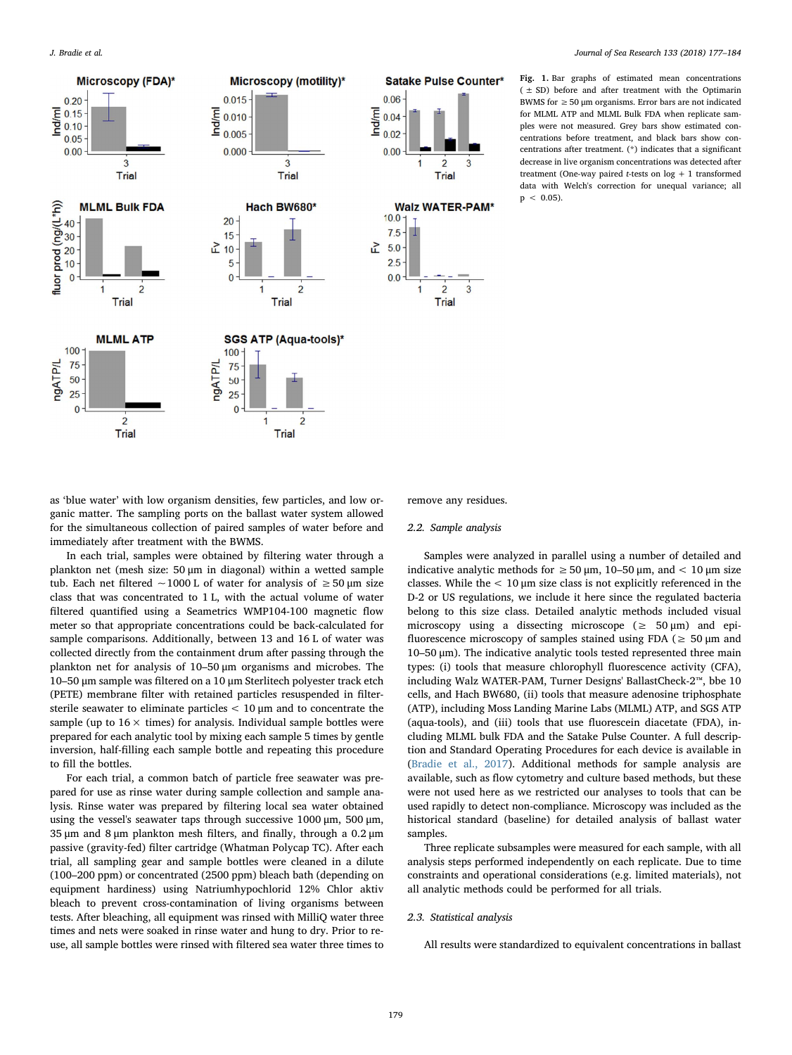Fig. 1. Bar graphs of estimated mean concentrations (± SD) before and after treatment with the Optimarin BWMS for ≥ 50 μm organisms. Error bars are not indicated for MLML ATP and MLML Bulk FDA when replicate samples were not measured. Grey bars show estimated concentrations before treatment, and black bars show concentrations after treatment. (*) indicates that a significant decrease in live organism concentrations was detected after treatment (One-way paired *t*-tests on log + 1 transformed data with Welch's correction for unequal variance; all $p < 0.05$).

as 'blue water' with low organism densities, few particles, and low organic matter. The sampling ports on the ballast water system allowed for the simultaneous collection of paired samples of water before and immediately after treatment with the BWMS.

In each trial, samples were obtained by filtering water through a plankton net (mesh size: 50 μm in diagonal) within a wetted sample tub. Each net filtered ~1000 L of water for analysis of ≥ 50 μm size class that was concentrated to 1 L, with the actual volume of water filtered quantified using a Seametrics WMP104-100 magnetic flow meter so that appropriate concentrations could be back-calculated for sample comparisons. Additionally, between 13 and 16 L of water was collected directly from the containment drum after passing through the plankton net for analysis of 10–50 μm organisms and microbes. The 10–50 μm sample was filtered on a 10 μm Sterlitech polyester track etch (PETE) membrane filter with retained particles resuspended in filter-sterile seawater to eliminate particles < 10 μm and to concentrate the sample (up to 16 × times) for analysis. Individual sample bottles were prepared for each analytic tool by mixing each sample 5 times by gentle inversion, half-filling each sample bottle and repeating this procedure to fill the bottles.

For each trial, a common batch of particle free seawater was prepared for use as rinse water during sample collection and sample analysis. Rinse water was prepared by filtering local sea water obtained using the vessel's seawater taps through successive 1000 μm, 500 μm, 35 μm and 8 μm plankton mesh filters, and finally, through a 0.2 μm passive (gravity-fed) filter cartridge (Whatman Polycap TC). After each trial, all sampling gear and sample bottles were cleaned in a dilute (100–200 ppm) or concentrated (2500 ppm) bleach bath (depending on equipment hardiness) using Natriumhypochlorid 12% Chlor aktiv bleach to prevent cross-contamination of living organisms between tests. After bleaching, all equipment was rinsed with MilliQ water three times and nets were soaked in rinse water and hung to dry. Prior to re-use, all sample bottles were rinsed with filtered sea water three times to remove any residues.

### 2.2. Sample analysis

Samples were analyzed in parallel using a number of detailed and indicative analytic methods for ≥ 50 μm, 10–50 μm, and < 10 μm size classes. While the < 10 μm size class is not explicitly referenced in the D-2 or US regulations, we include it here since the regulated bacteria belong to this size class. Detailed analytic methods included visual microscopy using a dissecting microscope (≥ 50 μm) and epi-fluorescence microscopy of samples stained using FDA (≥ 50 μm and 10–50 μm). The indicative analytic tools tested represented three main types: (i) tools that measure chlorophyll fluorescence activity (CFA), including Walz WATER-PAM, Turner Designs' BallastCheck-2™, bbe 10 cells, and Hach BW680, (ii) tools that measure adenosine triphosphate (ATP), including Moss Landing Marine Labs (MLML) ATP, and SGS ATP (aqua-tools), and (iii) tools that use fluorescein diacetate (FDA), including MLML bulk FDA and the Satake Pulse Counter. A full description and Standard Operating Procedures for each device is available in (Bradie et al., 2017). Additional methods for sample analysis are available, such as flow cytometry and culture based methods, but these were not used here as we restricted our analyses to tools that can be used rapidly to detect non-compliance. Microscopy was included as the historical standard (baseline) for detailed analysis of ballast water samples.

Three replicate subsamples were measured for each sample, with all analysis steps performed independently on each replicate. Due to time constraints and operational considerations (e.g. limited materials), not all analytic methods could be performed for all trials.

### 2.3. Statistical analysis

All results were standardized to equivalent concentrations in ballast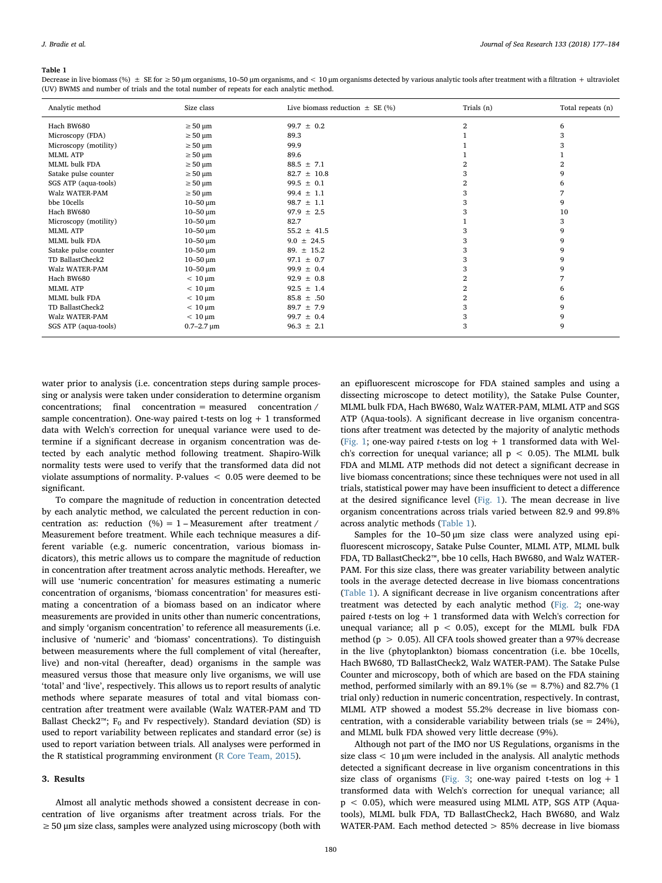**Table 1**

Decrease in live biomass (%) ± SE for ≥ 50 µm organisms, 10–50 µm organisms, and < 10 µm organisms detected by various analytic tools after treatment with a filtration + ultraviolet (UV) BWMS and number of trials and the total number of repeats for each analytic method.

| Analytic method | Size class | Live biomass reduction ± SE (%) | Trials (n) | Total repeats (n) |
|---|---|---|---|---|
| Hach BW680 | ≥ 50 µm | 99.7 ± 0.2 | 2 | 6 |
| Microscopy (FDA) | ≥ 50 µm | 89.3 | 1 | 3 |
| Microscopy (motility) | ≥ 50 µm | 99.9 | 1 | 3 |
| MLML ATP | ≥ 50 µm | 89.6 | 1 | 1 |
| MLML bulk FDA | ≥ 50 µm | 88.5 ± 7.1 | 2 | 2 |
| Satake pulse counter | ≥ 50 µm | 82.7 ± 10.8 | 3 | 9 |
| SGS ATP (aqua-tools) | ≥ 50 µm | 99.5 ± 0.1 | 2 | 6 |
| Walz WATER-PAM | ≥ 50 µm | 99.4 ± 1.1 | 3 | 7 |
| bbe 10cells | 10–50 µm | 98.7 ± 1.1 | 3 | 9 |
| Hach BW680 | 10–50 µm | 97.9 ± 2.5 | 3 | 10 |
| Microscopy (motility) | 10–50 µm | 82.7 | 1 | 3 |
| MLML ATP | 10–50 µm | 55.2 ± 41.5 | 3 | 9 |
| MLML bulk FDA | 10–50 µm | 9.0 ± 24.5 | 3 | 9 |
| Satake pulse counter | 10–50 µm | 89. ± 15.2 | 3 | 9 |
| TD BallastCheck2 | 10–50 µm | 97.1 ± 0.7 | 3 | 9 |
| Walz WATER-PAM | 10–50 µm | 99.9 ± 0.4 | 3 | 9 |
| Hach BW680 | < 10 µm | 92.9 ± 0.8 | 2 | 7 |
| MLML ATP | < 10 µm | 92.5 ± 1.4 | 2 | 6 |
| MLML bulk FDA | < 10 µm | 85.8 ± .50 | 2 | 6 |
| TD BallastCheck2 | < 10 µm | 89.7 ± 7.9 | 3 | 9 |
| Walz WATER-PAM | < 10 µm | 99.7 ± 0.4 | 3 | 9 |
| SGS ATP (aqua-tools) | 0.7–2.7 µm | 96.3 ± 2.1 | 3 | 9 |

water prior to analysis (i.e. concentration steps during sample processing or analysis were taken under consideration to determine organism concentrations; final concentration = measured concentration / sample concentration). One-way paired t-tests on log + 1 transformed data with Welch's correction for unequal variance were used to determine if a significant decrease in organism concentration was detected by each analytic method following treatment. Shapiro-Wilk normality tests were used to verify that the transformed data did not violate assumptions of normality. P-values $< 0.05$ were deemed to be significant.

To compare the magnitude of reduction in concentration detected by each analytic method, we calculated the percent reduction in concentration as: reduction (%) = 1 – Measurement after treatment / Measurement before treatment. While each technique measures a different variable (e.g. numeric concentration, various biomass indicators), this metric allows us to compare the magnitude of reduction in concentration after treatment across analytic methods. Hereafter, we will use 'numeric concentration' for measures estimating a numeric concentration of organisms, 'biomass concentration' for measures estimating a concentration of a biomass based on an indicator where measurements are provided in units other than numeric concentrations, and simply 'organism concentration' to reference all measurements (i.e. inclusive of 'numeric' and 'biomass' concentrations). To distinguish between measurements where the full complement of vital (hereafter, live) and non-vital (hereafter, dead) organisms in the sample was measured versus those that measure only live organisms, we will use 'total' and 'live', respectively. This allows us to report results of analytic methods where separate measures of total and vital biomass concentration after treatment were available (Walz WATER-PAM and TD Ballast Check2™; $F_0$ and Fv respectively). Standard deviation (SD) is used to report variability between replicates and standard error (se) is used to report variation between trials. All analyses were performed in the R statistical programming environment (R Core Team, 2015).

## 3. Results

Almost all analytic methods showed a consistent decrease in concentration of live organisms after treatment across trials. For the ≥ 50 µm size class, samples were analyzed using microscopy (both with an epifluorescent microscope for FDA stained samples and using a dissecting microscope to detect motility), the Satake Pulse Counter, MLML bulk FDA, Hach BW680, Walz WATER-PAM, MLML ATP and SGS ATP (Aqua-tools). A significant decrease in live organism concentrations after treatment was detected by the majority of analytic methods (Fig. 1; one-way paired *t*-tests on log + 1 transformed data with Welch's correction for unequal variance; all $p < 0.05$). The MLML bulk FDA and MLML ATP methods did not detect a significant decrease in live biomass concentrations; since these techniques were not used in all trials, statistical power may have been insufficient to detect a difference at the desired significance level (Fig. 1). The mean decrease in live organism concentrations across trials varied between 82.9 and 99.8% across analytic methods (Table 1).

Samples for the 10–50 µm size class were analyzed using epifluorescent microscopy, Satake Pulse Counter, MLML ATP, MLML bulk FDA, TD BallastCheck2™, bbe 10 cells, Hach BW680, and Walz WATER-PAM. For this size class, there was greater variability between analytic tools in the average detected decrease in live biomass concentrations (Table 1). A significant decrease in live organism concentrations after treatment was detected by each analytic method (Fig. 2; one-way paired *t*-tests on log + 1 transformed data with Welch's correction for unequal variance; $p < 0.05$), except for the MLML bulk FDA method ($p > 0.05$). All CFA tools showed greater than a 97% decrease in the live (phytoplankton) biomass concentration (i.e. bbe 10cells, Hach BW680, TD BallastCheck2, Walz WATER-PAM). The Satake Pulse Counter and microscopy, both of which are based on the FDA staining method, performed similarly with an 89.1% (se = 8.7%) and 82.7% (1 trial only) reduction in numeric concentration, respectively. In contrast, MLML ATP showed a modest 55.2% decrease in live biomass concentration, with a considerable variability between trials (se = 24%), and MLML bulk FDA showed very little decrease (9%).

Although not part of the IMO nor US Regulations, organisms in the size class < 10 µm were included in the analysis. All analytic methods detected a significant decrease in live organism concentrations in this size class of organisms (Fig. 3; one-way paired t-tests on log + 1 transformed data with Welch's correction for unequal variance; all $p < 0.05$), which were measured using MLML ATP, SGS ATP (Aqua-tools), MLML bulk FDA, TD BallastCheck2, Hach BW680, and Walz WATER-PAM. Each method detected > 85% decrease in live biomass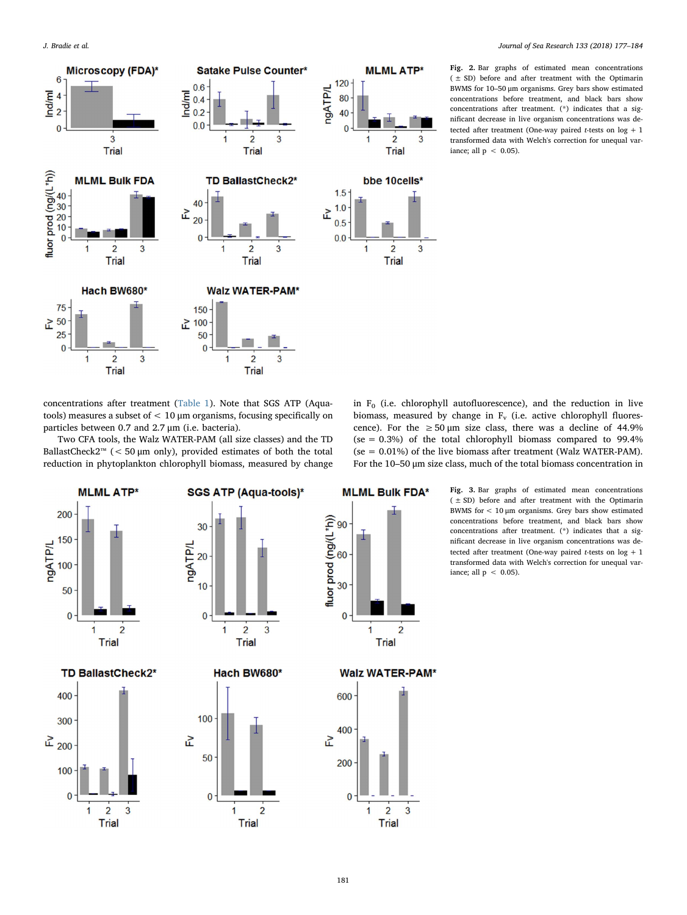**Fig. 2.** Bar graphs of estimated mean concentrations (± SD) before and after treatment with the Optimarin BWMS for 10–50 µm organisms. Grey bars show estimated concentrations before treatment, and black bars show concentrations after treatment. (*) indicates that a significant decrease in live organism concentrations was detected after treatment (One-way paired *t*-tests on log + 1 transformed data with Welch's correction for unequal variance; all $p < 0.05$).

concentrations after treatment (Table 1). Note that SGS ATP (Aqua-tools) measures a subset of < 10 µm organisms, focusing specifically on particles between 0.7 and 2.7 µm (i.e. bacteria).

Two CFA tools, the Walz WATER-PAM (all size classes) and the TD BallastCheck2™ (< 50 µm only), provided estimates of both the total reduction in phytoplankton chlorophyll biomass, measured by change in $F_0$ (i.e. chlorophyll autofluorescence), and the reduction in live biomass, measured by change in $F_v$ (i.e. active chlorophyll fluorescence). For the ≥ 50 µm size class, there was a decline of 44.9% (se = 0.3%) of the total chlorophyll biomass compared to 99.4% (se = 0.01%) of the live biomass after treatment (Walz WATER-PAM). For the 10–50 µm size class, much of the total biomass concentration in

**Fig. 3.** Bar graphs of estimated mean concentrations (± SD) before and after treatment with the Optimarin BWMS for < 10 µm organisms. Grey bars show estimated concentrations before treatment, and black bars show concentrations after treatment. (*) indicates that a significant decrease in live organism concentrations was detected after treatment (One-way paired *t*-tests on log + 1 transformed data with Welch's correction for unequal variance; all $p < 0.05$).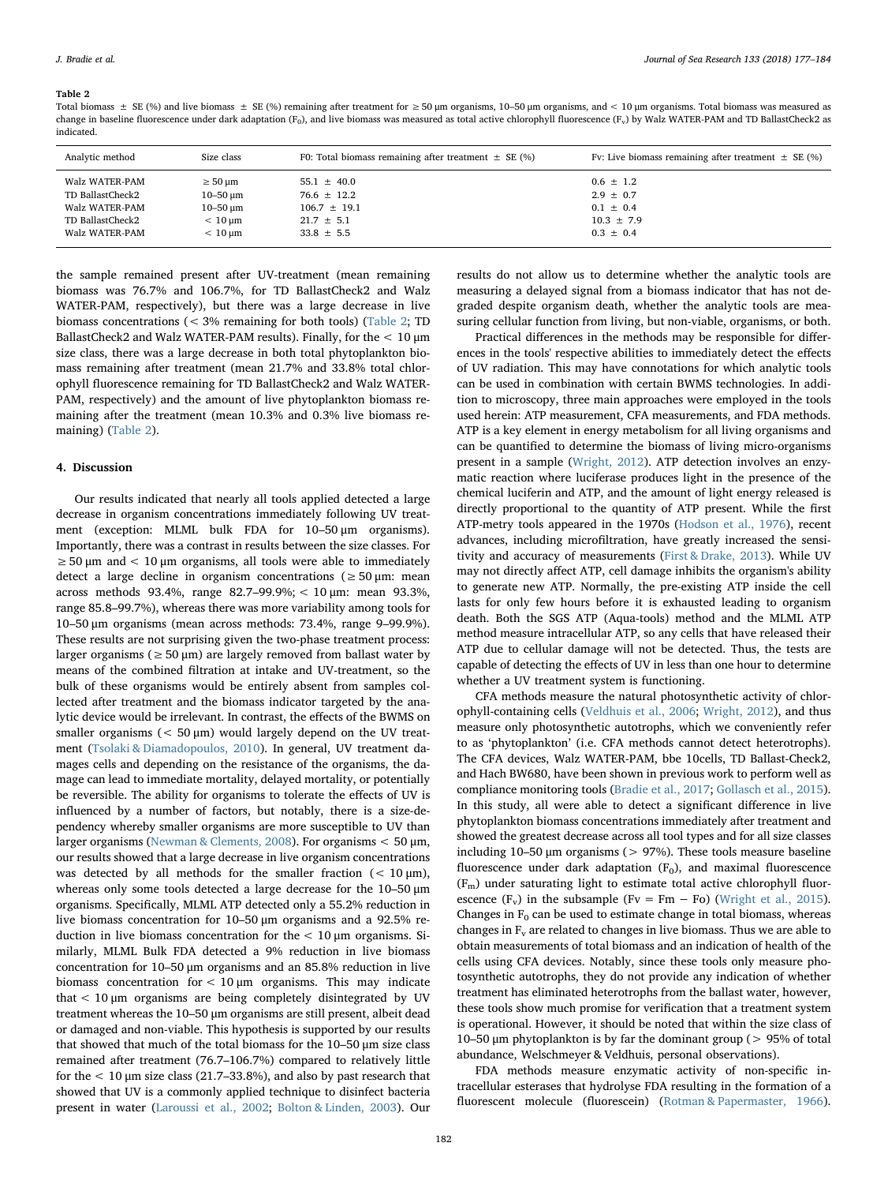**Table 2**

Total biomass ± SE (%) and live biomass ± SE (%) remaining after treatment for ≥ 50 µm organisms, 10–50 µm organisms, and < 10 µm organisms. Total biomass was measured as change in baseline fluorescence under dark adaptation ($F_0$), and live biomass was measured as total active chlorophyll fluorescence ($F_v$) by Walz WATER-PAM and TD BallastCheck2 as indicated.

| Analytic method | Size class | F0: Total biomass remaining after treatment ± SE (%) | Fv: Live biomass remaining after treatment ± SE (%) |
|---|---|---|---|
| Walz WATER-PAM | ≥ 50 µm | 55.1 ± 40.0 | 0.6 ± 1.2 |
| TD BallastCheck2 | 10–50 µm | 76.6 ± 12.2 | 2.9 ± 0.7 |
| Walz WATER-PAM | 10–50 µm | 106.7 ± 19.1 | 0.1 ± 0.4 |
| TD BallastCheck2 | < 10 µm | 21.7 ± 5.1 | 10.3 ± 7.9 |
| Walz WATER-PAM | < 10 µm | 33.8 ± 5.5 | 0.3 ± 0.4 |

the sample remained present after UV-treatment (mean remaining biomass was 76.7% and 106.7%, for TD BallastCheck2 and Walz WATER-PAM, respectively), but there was a large decrease in live biomass concentrations (< 3% remaining for both tools) (Table 2; TD BallastCheck2 and Walz WATER-PAM results). Finally, for the < 10 µm size class, there was a large decrease in both total phytoplankton biomass remaining after treatment (mean 21.7% and 33.8% total chlorophyll fluorescence remaining for TD BallastCheck2 and Walz WATER-PAM, respectively) and the amount of live phytoplankton biomass remaining after the treatment (mean 10.3% and 0.3% live biomass remaining) (Table 2).

## 4. Discussion

Our results indicated that nearly all tools applied detected a large decrease in organism concentrations immediately following UV treatment (exception: MLML bulk FDA for 10–50 µm organisms). Importantly, there was a contrast in results between the size classes. For ≥ 50 µm and < 10 µm organisms, all tools were able to immediately detect a large decline in organism concentrations (≥ 50 µm: mean across methods 93.4%, range 82.7–99.9%; < 10 µm: mean 93.3%, range 85.8–99.7%), whereas there was more variability among tools for 10–50 µm organisms (mean across methods: 73.4%, range 9–99.9%). These results are not surprising given the two-phase treatment process: larger organisms (≥ 50 µm) are largely removed from ballast water by means of the combined filtration at intake and UV-treatment, so the bulk of these organisms would be entirely absent from samples collected after treatment and the biomass indicator targeted by the analytic device would be irrelevant. In contrast, the effects of the BWMS on smaller organisms (< 50 µm) would largely depend on the UV treatment (Tsolaki & Diamadopoulos, 2010). In general, UV treatment damages cells and depending on the resistance of the organisms, the damage can lead to immediate mortality, delayed mortality, or potentially be reversible. The ability for organisms to tolerate the effects of UV is influenced by a number of factors, but notably, there is a size-dependency whereby smaller organisms are more susceptible to UV than larger organisms (Newman & Clements, 2008). For organisms < 50 µm, our results showed that a large decrease in live organism concentrations was detected by all methods for the smaller fraction (< 10 µm), whereas only some tools detected a large decrease for the 10–50 µm organisms. Specifically, MLML ATP detected only a 55.2% reduction in live biomass concentration for 10–50 µm organisms and a 92.5% reduction in live biomass concentration for the < 10 µm organisms. Similarly, MLML Bulk FDA detected a 9% reduction in live biomass concentration for 10–50 µm organisms and an 85.8% reduction in live biomass concentration for < 10 µm organisms. This may indicate that < 10 µm organisms are being completely disintegrated by UV treatment whereas the 10–50 µm organisms are still present, albeit dead or damaged and non-viable. This hypothesis is supported by our results that showed that much of the total biomass for the 10–50 µm size class remained after treatment (76.7–106.7%) compared to relatively little for the < 10 µm size class (21.7–33.8%), and also by past research that showed that UV is a commonly applied technique to disinfect bacteria present in water (Laroussi et al., 2002; Bolton & Linden, 2003). Our results do not allow us to determine whether the analytic tools are measuring a delayed signal from a biomass indicator that has not degraded despite organism death, whether the analytic tools are measuring cellular function from living, but non-viable, organisms, or both.

Practical differences in the methods may be responsible for differences in the tools' respective abilities to immediately detect the effects of UV radiation. This may have connotations for which analytic tools can be used in combination with certain BWMS technologies. In addition to microscopy, three main approaches were employed in the tools used herein: ATP measurement, CFA measurements, and FDA methods. ATP is a key element in energy metabolism for all living organisms and can be quantified to determine the biomass of living micro-organisms present in a sample (Wright, 2012). ATP detection involves an enzymatic reaction where luciferase produces light in the presence of the chemical luciferin and ATP, and the amount of light energy released is directly proportional to the quantity of ATP present. While the first ATP-metry tools appeared in the 1970s (Hodson et al., 1976), recent advances, including microfiltration, have greatly increased the sensitivity and accuracy of measurements (First & Drake, 2013). While UV may not directly affect ATP, cell damage inhibits the organism's ability to generate new ATP. Normally, the pre-existing ATP inside the cell lasts for only few hours before it is exhausted leading to organism death. Both the SGS ATP (Aqua-tools) method and the MLML ATP method measure intracellular ATP, so any cells that have released their ATP due to cellular damage will not be detected. Thus, the tests are capable of detecting the effects of UV in less than one hour to determine whether a UV treatment system is functioning.

CFA methods measure the natural photosynthetic activity of chlorophyll-containing cells (Veldhuis et al., 2006; Wright, 2012), and thus measure only photosynthetic autotrophs, which we conveniently refer to as 'phytoplankton' (i.e. CFA methods cannot detect heterotrophs). The CFA devices, Walz WATER-PAM, bbe 10cells, TD Ballast-Check2, and Hach BW680, have been shown in previous work to perform well as compliance monitoring tools (Bradie et al., 2017; Gollasch et al., 2015). In this study, all were able to detect a significant difference in live phytoplankton biomass concentrations immediately after treatment and showed the greatest decrease across all tool types and for all size classes including 10–50 µm organisms (> 97%). These tools measure baseline fluorescence under dark adaptation ($F_0$), and maximal fluorescence ($F_m$) under saturating light to estimate total active chlorophyll fluorescence ($F_v$) in the subsample ($Fv = Fm - Fo$) (Wright et al., 2015). Changes in $F_0$ can be used to estimate change in total biomass, whereas changes in $F_v$ are related to changes in live biomass. Thus we are able to obtain measurements of total biomass and an indication of health of the cells using CFA devices. Notably, since these tools only measure photosynthetic autotrophs, they do not provide any indication of whether treatment has eliminated heterotrophs from the ballast water, however, these tools show much promise for verification that a treatment system is operational. However, it should be noted that within the size class of 10–50 µm phytoplankton is by far the dominant group (> 95% of total abundance, Welschmeyer & Veldhuis, personal observations).

FDA methods measure enzymatic activity of non-specific intracellular esterases that hydrolyse FDA resulting in the formation of a fluorescent molecule (fluorescein) (Rotman & Papermaster, 1966).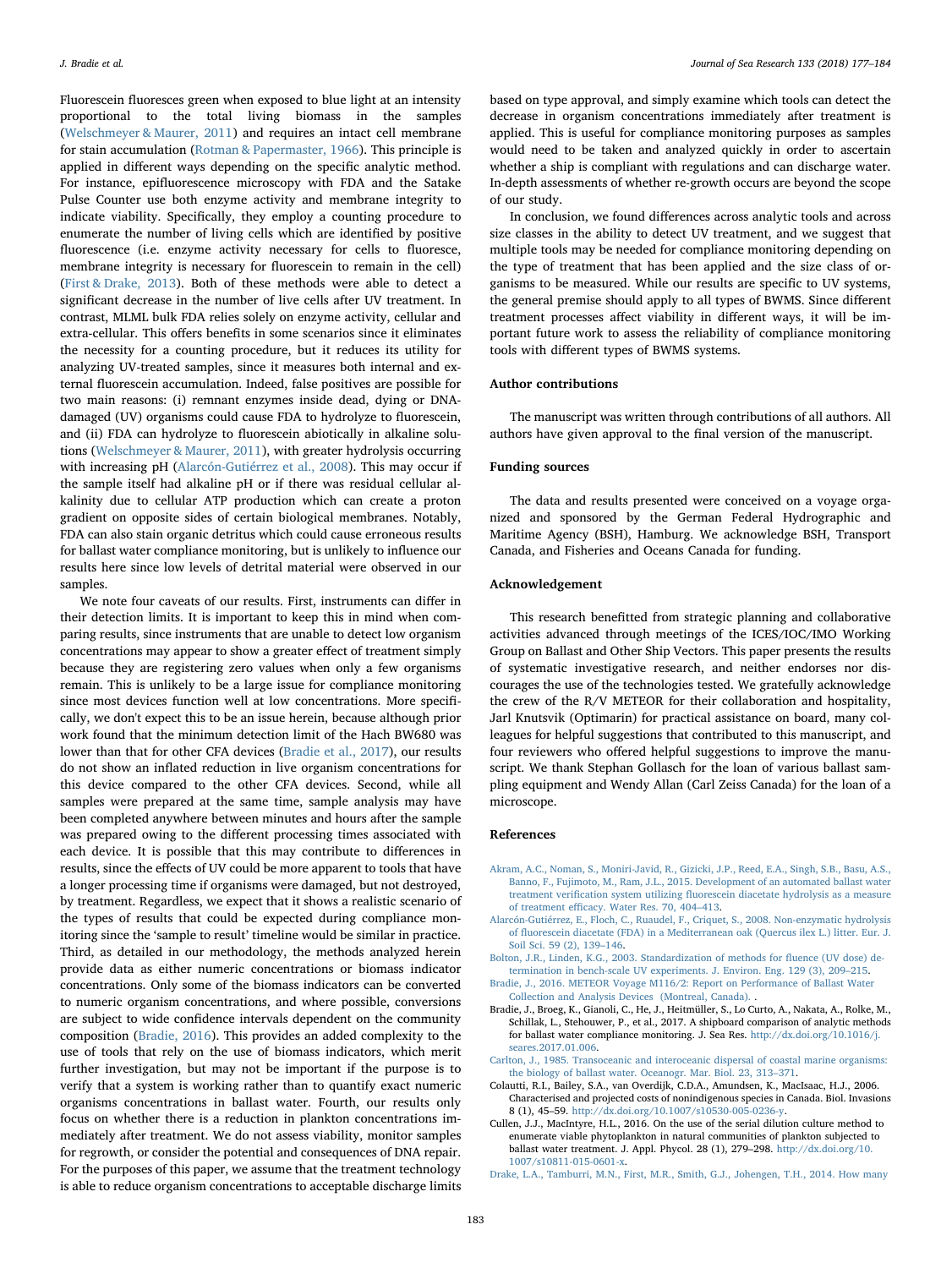Fluorescein fluoresces green when exposed to blue light at an intensity proportional to the total living biomass in the samples (Welschmeyer & Maurer, 2011) and requires an intact cell membrane for stain accumulation (Rotman & Papermaster, 1966). This principle is applied in different ways depending on the specific analytic method. For instance, epifluorescence microscopy with FDA and the Satake Pulse Counter use both enzyme activity and membrane integrity to indicate viability. Specifically, they employ a counting procedure to enumerate the number of living cells which are identified by positive fluorescence (i.e. enzyme activity necessary for cells to fluoresce, membrane integrity is necessary for fluorescein to remain in the cell) (First & Drake, 2013). Both of these methods were able to detect a significant decrease in the number of live cells after UV treatment. In contrast, MLML bulk FDA relies solely on enzyme activity, cellular and extra-cellular. This offers benefits in some scenarios since it eliminates the necessity for a counting procedure, but it reduces its utility for analyzing UV-treated samples, since it measures both internal and external fluorescein accumulation. Indeed, false positives are possible for two main reasons: (i) remnant enzymes inside dead, dying or DNA-damaged (UV) organisms could cause FDA to hydrolyze to fluorescein, and (ii) FDA can hydrolyze to fluorescein abiotically in alkaline solutions (Welschmeyer & Maurer, 2011), with greater hydrolysis occurring with increasing pH (Alarcón-Gutiérrez et al., 2008). This may occur if the sample itself had alkaline pH or if there was residual cellular alkalinity due to cellular ATP production which can create a proton gradient on opposite sides of certain biological membranes. Notably, FDA can also stain organic detritus which could cause erroneous results for ballast water compliance monitoring, but is unlikely to influence our results here since low levels of detrital material were observed in our samples.

We note four caveats of our results. First, instruments can differ in their detection limits. It is important to keep this in mind when comparing results, since instruments that are unable to detect low organism concentrations may appear to show a greater effect of treatment simply because they are registering zero values when only a few organisms remain. This is unlikely to be a large issue for compliance monitoring since most devices function well at low concentrations. More specifically, we don't expect this to be an issue herein, because although prior work found that the minimum detection limit of the Hach BW680 was lower than that for other CFA devices (Bradie et al., 2017), our results do not show an inflated reduction in live organism concentrations for this device compared to the other CFA devices. Second, while all samples were prepared at the same time, sample analysis may have been completed anywhere between minutes and hours after the sample was prepared owing to the different processing times associated with each device. It is possible that this may contribute to differences in results, since the effects of UV could be more apparent to tools that have a longer processing time if organisms were damaged, but not destroyed, by treatment. Regardless, we expect that it shows a realistic scenario of the types of results that could be expected during compliance monitoring since the 'sample to result' timeline would be similar in practice. Third, as detailed in our methodology, the methods analyzed herein provide data as either numeric concentrations or biomass indicator concentrations. Only some of the biomass indicators can be converted to numeric organism concentrations, and where possible, conversions are subject to wide confidence intervals dependent on the community composition (Bradie, 2016). This provides an added complexity to the use of tools that rely on the use of biomass indicators, which merit further investigation, but may not be important if the purpose is to verify that a system is working rather than to quantify exact numeric organisms concentrations in ballast water. Fourth, our results only focus on whether there is a reduction in plankton concentrations immediately after treatment. We do not assess viability, monitor samples for regrowth, or consider the potential and consequences of DNA repair. For the purposes of this paper, we assume that the treatment technology is able to reduce organism concentrations to acceptable discharge limits based on type approval, and simply examine which tools can detect the decrease in organism concentrations immediately after treatment is applied. This is useful for compliance monitoring purposes as samples would need to be taken and analyzed quickly in order to ascertain whether a ship is compliant with regulations and can discharge water. In-depth assessments of whether re-growth occurs are beyond the scope of our study.

In conclusion, we found differences across analytic tools and across size classes in the ability to detect UV treatment, and we suggest that multiple tools may be needed for compliance monitoring depending on the type of treatment that has been applied and the size class of organisms to be measured. While our results are specific to UV systems, the general premise should apply to all types of BWMS. Since different treatment processes affect viability in different ways, it will be important future work to assess the reliability of compliance monitoring tools with different types of BWMS systems.

## Author contributions

The manuscript was written through contributions of all authors. All authors have given approval to the final version of the manuscript.

## Funding sources

The data and results presented were conceived on a voyage organized and sponsored by the German Federal Hydrographic and Maritime Agency (BSH), Hamburg. We acknowledge BSH, Transport Canada, and Fisheries and Oceans Canada for funding.

## Acknowledgement

This research benefitted from strategic planning and collaborative activities advanced through meetings of the ICES/IOC/IMO Working Group on Ballast and Other Ship Vectors. This paper presents the results of systematic investigative research, and neither endorses nor discourages the use of the technologies tested. We gratefully acknowledge the crew of the R/V METEOR for their collaboration and hospitality, Jarl Knutsvik (Optimarin) for practical assistance on board, many colleagues for helpful suggestions that contributed to this manuscript, and four reviewers who offered helpful suggestions to improve the manuscript. We thank Stephan Gollasch for the loan of various ballast sampling equipment and Wendy Allan (Carl Zeiss Canada) for the loan of a microscope.

## References

Akram, A.C., Noman, S., Moniri-Javid, R., Gizicki, J.P., Reed, E.A., Singh, S.B., Basu, A.S., Banno, F., Fujimoto, M., Ram, J.L., 2015. Development of an automated ballast water treatment verification system utilizing fluorescein diacetate hydrolysis as a measure of treatment efficacy. Water Res. 70, 404–413.

Alarcón-Gutiérrez, E., Floch, C., Ruaudel, F., Criquet, S., 2008. Non-enzymatic hydrolysis of fluorescein diacetate (FDA) in a Mediterranean oak (Quercus ilex L.) litter. Eur. J. Soil Sci. 59 (2), 139–146.

Bolton, J.R., Linden, K.G., 2003. Standardization of methods for fluence (UV dose) determination in bench-scale UV experiments. J. Environ. Eng. 129 (3), 209–215.

Bradie, J., 2016. METEOR Voyage M116/2: Report on Performance of Ballast Water Collection and Analysis Devices (Montreal, Canada). .

Bradie, J., Broeg, K., Gianoli, C., He, J., Heitmüller, S., Lo Curto, A., Nakata, A., Rolke, M., Schillak, L., Stehouwer, P., et al., 2017. A shipboard comparison of analytic methods for ballast water compliance monitoring. J. Sea Res. http://dx.doi.org/10.1016/j.seares.2017.01.006.

Carlton, J., 1985. Transoceanic and interoceanic dispersal of coastal marine organisms: the biology of ballast water. Oceanogr. Mar. Biol. 23, 313–371.

Colautti, R.I., Bailey, S.A., van Overdijk, C.D.A., Amundsen, K., MacIsaac, H.J., 2006. Characterised and projected costs of nonindigenous species in Canada. Biol. Invasions 8 (1), 45–59. http://dx.doi.org/10.1007/s10530-005-0236-y.

Cullen, J.J., MacIntyre, H.L., 2016. On the use of the serial dilution culture method to enumerate viable phytoplankton in natural communities of plankton subjected to ballast water treatment. J. Appl. Phycol. 28 (1), 279–298. http://dx.doi.org/10.1007/s10811-015-0601-x.

Drake, L.A., Tamburri, M.N., First, M.R., Smith, G.J., Johengen, T.H., 2014. How many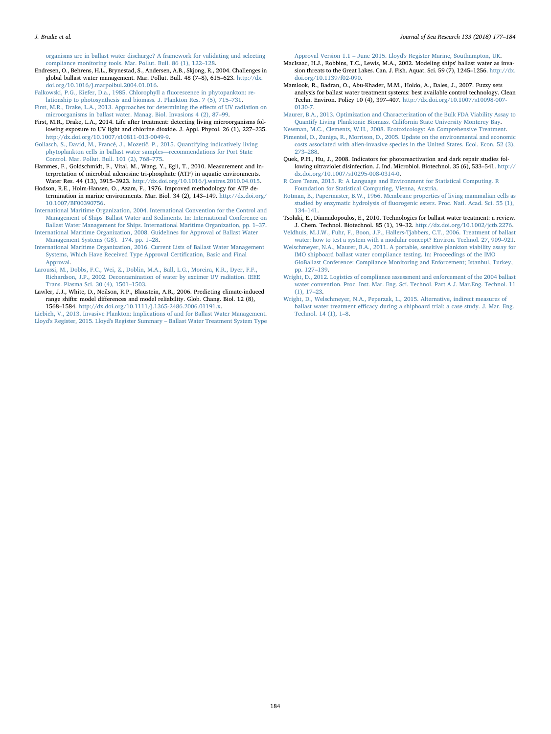organisms are in ballast water discharge? A framework for validating and selecting compliance monitoring tools. Mar. Pollut. Bull. 86 (1), 122–128.

Endresen, O., Behrens, H.L., Brynestad, S., Andersen, A.B., Skjong, R., 2004. Challenges in global ballast water management. Mar. Pollut. Bull. 48 (7–8), 615–623. http://dx.doi.org/10.1016/j.marpolbul.2004.01.016.

Falkowski, P.G., Kiefer, D.a., 1985. Chlorophyll a fluorescence in phytopankton: relationship to photosynthesis and biomass. J. Plankton Res. 7 (5), 715–731.

First, M.R., Drake, L.A., 2013. Approaches for determining the effects of UV radiation on microorganisms in ballast water. Manag. Biol. Invasions 4 (2), 87–99.

First, M.R., Drake, L.A., 2014. Life after treatment: detecting living microorganisms following exposure to UV light and chlorine dioxide. J. Appl. Phycol. 26 (1), 227–235. http://dx.doi.org/10.1007/s10811-013-0049-9.

Gollasch, S., David, M., Francé, J., Mozetič, P., 2015. Quantifying indicatively living phytoplankton cells in ballast water samples—recommendations for Port State Control. Mar. Pollut. Bull. 101 (2), 768–775.

Hammes, F., Goldschmidt, F., Vital, M., Wang, Y., Egli, T., 2010. Measurement and interpretation of microbial adenosine tri-phosphate (ATP) in aquatic environments. Water Res. 44 (13), 3915–3923. http://dx.doi.org/10.1016/j.watres.2010.04.015.

Hodson, R.E., Holm-Hansen, O., Azam, F., 1976. Improved methodology for ATP determination in marine environments. Mar. Biol. 34 (2), 143–149. http://dx.doi.org/10.1007/BF00390756.

International Maritime Organization, 2004. International Convention for the Control and Management of Ships' Ballast Water and Sediments. In: International Conference on Ballast Water Management for Ships. International Maritime Organization, pp. 1–37.

International Maritime Organization, 2008. Guidelines for Approval of Ballast Water Management Systems (G8). 174. pp. 1–28.

International Maritime Organization, 2016. Current Lists of Ballast Water Management Systems, Which Have Received Type Approval Certification, Basic and Final Approval.

Laroussi, M., Dobbs, F.C., Wei, Z., Doblin, M.A., Ball, L.G., Moreira, K.R., Dyer, F.F., Richardson, J.P., 2002. Decontamination of water by excimer UV radiation. IEEE Trans. Plasma Sci. 30 (4), 1501–1503.

Lawler, J.J., White, D., Neilson, R.P., Blaustein, A.R., 2006. Predicting climate-induced range shifts: model differences and model reliability. Glob. Chang. Biol. 12 (8), 1568–1584. http://dx.doi.org/10.1111/j.1365-2486.2006.01191.x.

Liebich, V., 2013. Invasive Plankton: Implications of and for Ballast Water Management.

Lloyd's Register, 2015. Lloyd's Register Summary – Ballast Water Treatment System Type Approval Version 1.1 – June 2015. Lloyd's Register Marine, Southampton, UK.

MacIsaac, H.J., Robbins, T.C., Lewis, M.A., 2002. Modeling ships' ballast water as invasion threats to the Great Lakes. Can. J. Fish. Aquat. Sci. 59 (7), 1245–1256. http://dx.doi.org/10.1139/f02-090.

Mamlook, R., Badran, O., Abu-Khader, M.M., Holdo, A., Dales, J., 2007. Fuzzy sets analysis for ballast water treatment systems: best available control technology. Clean Techn. Environ. Policy 10 (4), 397–407. http://dx.doi.org/10.1007/s10098-007-0130-7.

Maurer, B.A., 2013. Optimization and Characterization of the Bulk FDA Viability Assay to Quantify Living Planktonic Biomass. California State University Monterey Bay.

Newman, M.C., Clements, W.H., 2008. Ecotoxicology: An Comprehensive Treatment.

Pimentel, D., Zuniga, R., Morrison, D., 2005. Update on the environmental and economic costs associated with alien-invasive species in the United States. Ecol. Econ. 52 (3), 273–288.

Quek, P.H., Hu, J., 2008. Indicators for photoreactivation and dark repair studies following ultraviolet disinfection. J. Ind. Microbiol. Biotechnol. 35 (6), 533–541. http://dx.doi.org/10.1007/s10295-008-0314-0.

R Core Team, 2015. R: A Language and Environment for Statistical Computing. R Foundation for Statistical Computing, Vienna, Austria.

Rotman, B., Papermaster, B.W., 1966. Membrane properties of living mammalian cells as studied by enzymatic hydrolysis of fluorogenic esters. Proc. Natl. Acad. Sci. 55 (1), 134–141.

Tsolaki, E., Diamadopoulos, E., 2010. Technologies for ballast water treatment: a review. J. Chem. Technol. Biotechnol. 85 (1), 19–32. http://dx.doi.org/10.1002/jctb.2276.

Veldhuis, M.J.W., Fuhr, F., Boon, J.P., Hallers-Tjabbers, C.T., 2006. Treatment of ballast water: how to test a system with a modular concept? Environ. Technol. 27, 909–921.

Welschmeyer, N.A., Maurer, B.A., 2011. A portable, sensitive plankton viability assay for IMO shipboard ballast water compliance testing. In: Proceedings of the IMO GloBallast Conference: Compliance Monitoring and Enforcement; Istanbul, Turkey, pp. 127–139.

Wright, D., 2012. Logistics of compliance assessment and enforcement of the 2004 ballast water convention. Proc. Inst. Mar. Eng. Sci. Technol. Part A J. Mar.Eng. Technol. 11 (1), 17–23.

Wright, D., Welschmeyer, N.A., Peperzak, L., 2015. Alternative, indirect measures of ballast water treatment efficacy during a shipboard trial: a case study. J. Mar. Eng. Technol. 14 (1), 1–8.